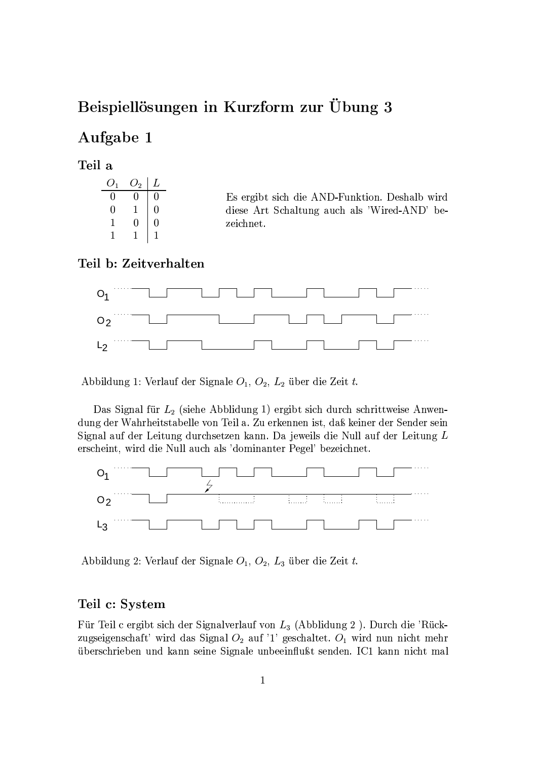# Beispiellösungen in Kurzform zur Übung 3

## Aufgabe 1

### Teil a

| $O_1$ | $O_2$ | $L$ |
|---|---|---|
| 0 | 0 | 0 |
| 0 | 1 | 0 |
| 1 | 0 | 0 |
| 1 | 1 | 1 |

Es ergibt sich die AND-Funktion. Deshalb wird diese Art Schaltung auch als 'Wired-AND' bezeichnet.

### Teil b: Zeitverhalten

Abbildung 1: Verlauf der Signale $O_1$, $O_2$, $L_2$ über die Zeit $t$.

Das Signal für $L_2$ (siehe Abbldung 1) ergibt sich durch schrittweise Anwendung der Wahrheitstabelle von Teil a. Zu erkennen ist, daß keiner der Sender sein Signal auf der Leitung durchsetzen kann. Da jeweils die Null auf der Leitung $L$ erscheint, wird die Null auch als 'dominanter Pegel' bezeichnet.

Abbildung 2: Verlauf der Signale $O_1$, $O_2$, $L_3$ über die Zeit $t$.

### Teil c: System

Für Teil c ergibt sich der Signalverlauf von $L_3$ (Abblidung 2 ). Durch die 'Rückzugseigenschaft' wird das Signal $O_2$ auf '1' geschaltet. $O_1$ wird nun nicht mehr überschrieben und kann seine Signale unbeeinflußt senden. IC1 kann nicht mal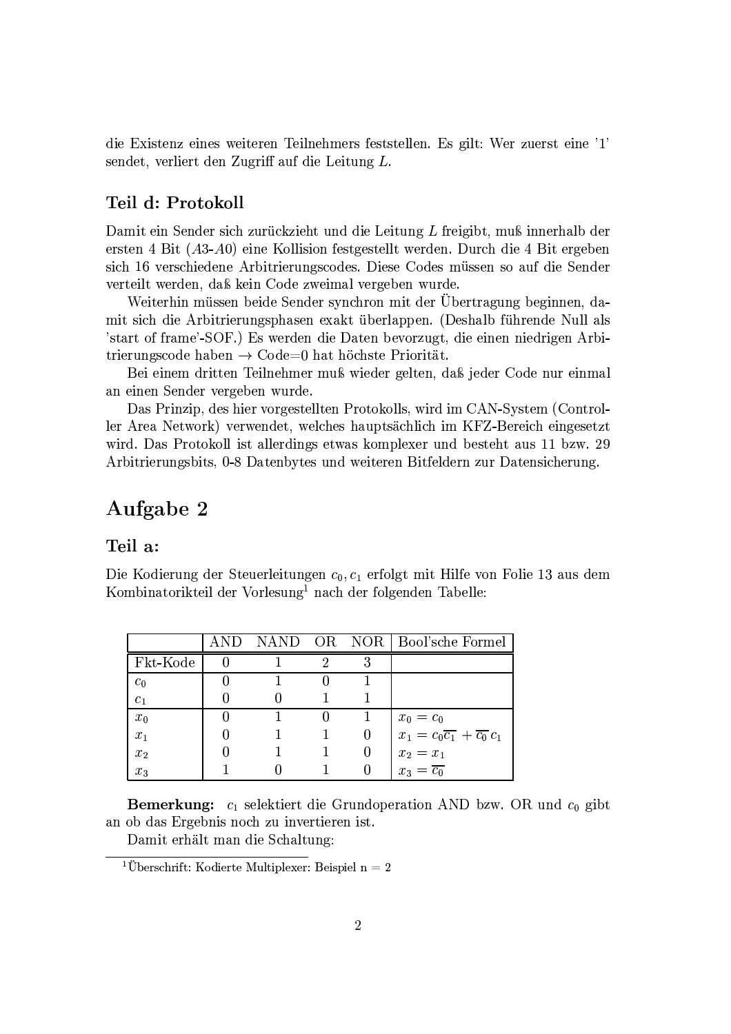die Existenz eines weiteren Teilnehmers feststellen. Es gilt: Wer zuerst eine '1' sendet, verliert den Zugriff auf die Leitung $L$.

### Teil d: Protokoll

Damit ein Sender sich zurückzieht und die Leitung $L$ freigibt, muß innerhalb der ersten 4 Bit ($A3$-$A0$) eine Kollision festgestellt werden. Durch die 4 Bit ergeben sich 16 verschiedene Arbitrierungscodes. Diese Codes müssen so auf die Sender verteilt werden, daß kein Code zweimal vergeben wurde.

Weiterhin müssen beide Sender synchron mit der Übertragung beginnen, damit sich die Arbitrierungsphasen exakt überlappen. (Deshalb führende Null als 'start of frame'-SOF.) Es werden die Daten bevorzugt, die einen niedrigen Arbitrierungscode haben → Code=0 hat höchste Priorität.

Bei einem dritten Teilnehmer muß wieder gelten, daß jeder Code nur einmal an einen Sender vergeben wurde.

Das Prinzip, des hier vorgestellten Protokolls, wird im CAN-System (Controller Area Network) verwendet, welches hauptsächlich im KFZ-Bereich eingesetzt wird. Das Protokoll ist allerdings etwas komplexer und besteht aus 11 bzw. 29 Arbitrierungsbits, 0-8 Datenbytes und weiteren Bitfeldern zur Datensicherung.

## Aufgabe 2

### Teil a:

Die Kodierung der Steuerleitungen $c_0, c_1$ erfolgt mit Hilfe von Folie 13 aus dem Kombinatorikteil der Vorlesung[1] nach der folgenden Tabelle:

| | AND | NAND | OR | NOR | Bool'sche Formel |
|---|---|---|---|---|---|
| Fkt-Kode | 0 | 1 | 2 | 3 | |
| $c_0$ | 0 | 1 | 0 | 1 | |
| $c_1$ | 0 | 0 | 1 | 1 | |
| $x_0$ | 0 | 1 | 0 | 1 | $x_0 = c_0$ |
| $x_1$ | 0 | 1 | 1 | 0 | $x_1 = c_0\overline{c_1} + \overline{c_0}\,c_1$ |
| $x_2$ | 0 | 1 | 1 | 0 | $x_2 = x_1$ |
| $x_3$ | 1 | 0 | 1 | 0 | $x_3 = \overline{c_0}$ |

**Bemerkung:** $c_1$ selektiert die Grundoperation AND bzw. OR und $c_0$ gibt an ob das Ergebnis noch zu invertieren ist.

Damit erhält man die Schaltung:

[1] Überschrift: Kodierte Multiplexer: Beispiel n = 2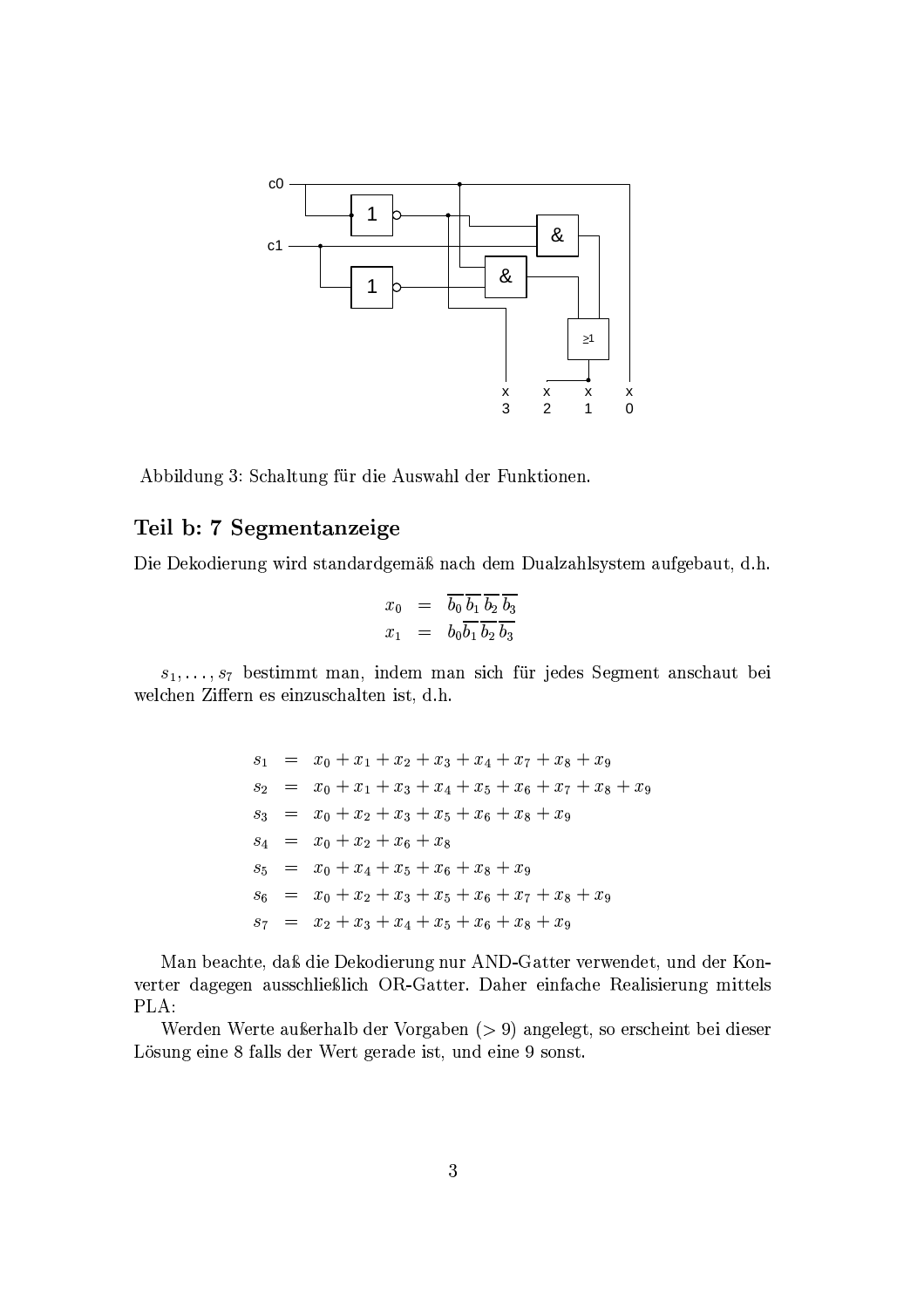Abbildung 3: Schaltung für die Auswahl der Funktionen.

## Teil b: 7 Segmentanzeige

Die Dekodierung wird standardgemäß nach dem Dualzahlsystem aufgebaut, d.h.

$$
\begin{aligned}
x_0 &= \overline{b_0}\,\overline{b_1}\,\overline{b_2}\,\overline{b_3} \\
x_1 &= b_0\overline{b_1}\,\overline{b_2}\,\overline{b_3}
\end{aligned}
$$

$s_1, \ldots, s_7$ bestimmt man, indem man sich für jedes Segment anschaut bei welchen Ziffern es einzuschalten ist, d.h.

$$
\begin{aligned}
s_1 &= x_0 + x_1 + x_2 + x_3 + x_4 + x_7 + x_8 + x_9 \\
s_2 &= x_0 + x_1 + x_3 + x_4 + x_5 + x_6 + x_7 + x_8 + x_9 \\
s_3 &= x_0 + x_2 + x_3 + x_5 + x_6 + x_8 + x_9 \\
s_4 &= x_0 + x_2 + x_6 + x_8 \\
s_5 &= x_0 + x_4 + x_5 + x_6 + x_8 + x_9 \\
s_6 &= x_0 + x_2 + x_3 + x_5 + x_6 + x_7 + x_8 + x_9 \\
s_7 &= x_2 + x_3 + x_4 + x_5 + x_6 + x_8 + x_9
\end{aligned}
$$

Man beachte, daß die Dekodierung nur AND-Gatter verwendet, und der Konverter dagegen ausschließlich OR-Gatter. Daher einfache Realisierung mittels PLA:

Werden Werte außerhalb der Vorgaben ($> 9$) angelegt, so erscheint bei dieser Lösung eine 8 falls der Wert gerade ist, und eine 9 sonst.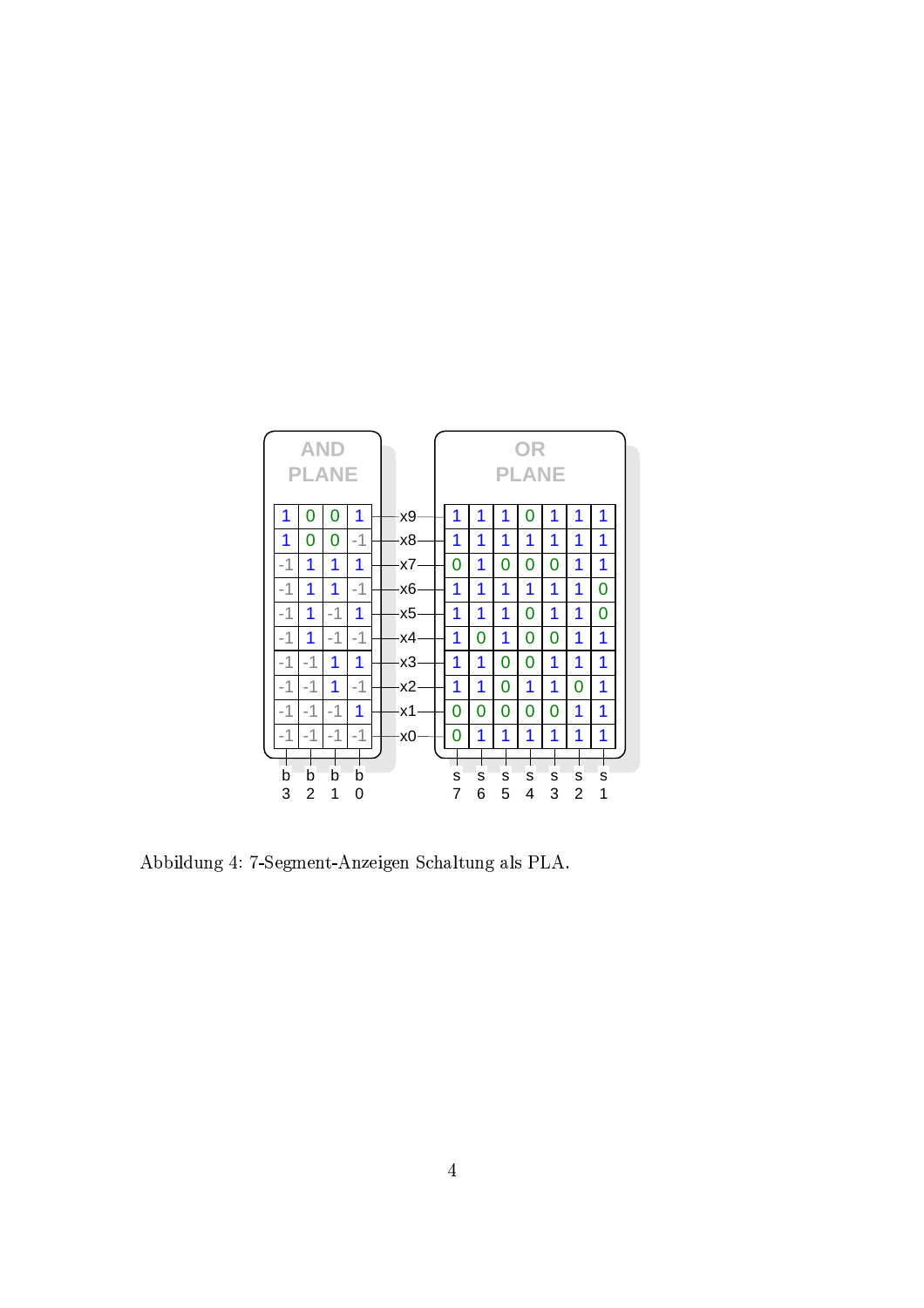**AND PLANE**

| | b3 | b2 | b1 | b0 |
|---|---|---|---|---|
| x9 | 1 | 0 | 0 | 1 |
| x8 | 1 | 0 | 0 | -1 |
| x7 | -1 | 1 | 1 | 1 |
| x6 | -1 | 1 | 1 | -1 |
| x5 | -1 | 1 | -1 | 1 |
| x4 | -1 | 1 | -1 | -1 |
| x3 | -1 | -1 | 1 | 1 |
| x2 | -1 | -1 | 1 | -1 |
| x1 | -1 | -1 | -1 | 1 |
| x0 | -1 | -1 | -1 | -1 |

**OR PLANE**

| | s7 | s6 | s5 | s4 | s3 | s2 | s1 |
|---|---|---|---|---|---|---|---|
| x9 | 1 | 1 | 1 | 0 | 1 | 1 | 1 |
| x8 | 1 | 1 | 1 | 1 | 1 | 1 | 1 |
| x7 | 0 | 1 | 0 | 0 | 0 | 1 | 1 |
| x6 | 1 | 1 | 1 | 1 | 1 | 1 | 0 |
| x5 | 1 | 1 | 1 | 0 | 1 | 1 | 0 |
| x4 | 1 | 0 | 1 | 0 | 0 | 1 | 1 |
| x3 | 1 | 1 | 0 | 0 | 1 | 1 | 1 |
| x2 | 1 | 1 | 0 | 1 | 1 | 0 | 1 |
| x1 | 0 | 0 | 0 | 0 | 0 | 1 | 1 |
| x0 | 0 | 1 | 1 | 1 | 1 | 1 | 1 |

Abbildung 4: 7-Segment-Anzeigen Schaltung als PLA.